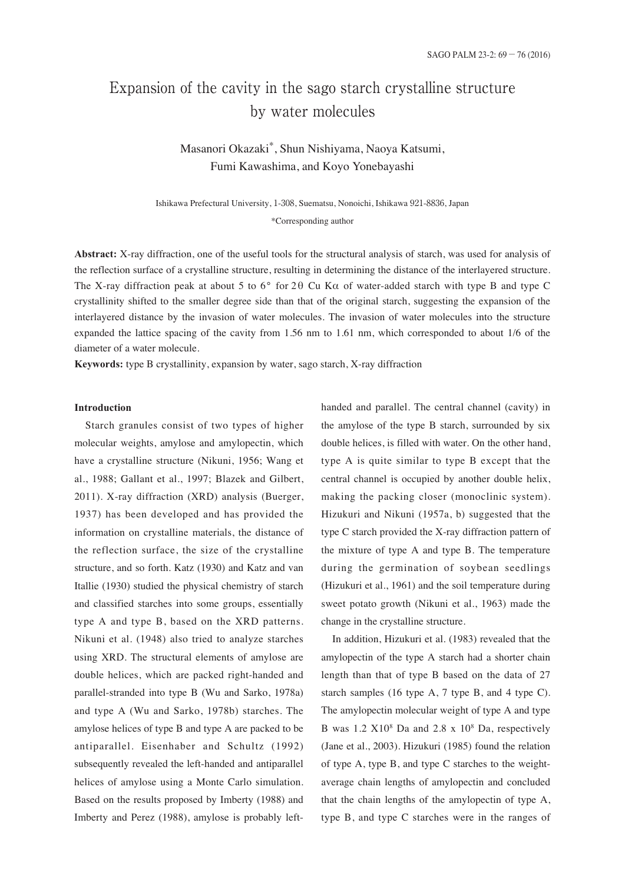# Expansion of the cavity in the sago starch crystalline structure by water molecules

Masanori Okazaki*, Shun Nishiyama, Naoya Katsumi, Fumi Kawashima, and Koyo Yonebayashi

Ishikawa Prefectural University, 1-308, Suematsu, Nonoichi, Ishikawa 921-8836, Japan

*Corresponding author

**Abstract:** X-ray diffraction, one of the useful tools for the structural analysis of starch, was used for analysis of the reflection surface of a crystalline structure, resulting in determining the distance of the interlayered structure. The X-ray diffraction peak at about 5 to 6° for 2θ Cu Kα of water-added starch with type B and type C crystallinity shifted to the smaller degree side than that of the original starch, suggesting the expansion of the interlayered distance by the invasion of water molecules. The invasion of water molecules into the structure expanded the lattice spacing of the cavity from 1.56 nm to 1.61 nm, which corresponded to about 1/6 of the diameter of a water molecule.

**Keywords:** type B crystallinity, expansion by water, sago starch, X-ray diffraction

## Introduction

Starch granules consist of two types of higher molecular weights, amylose and amylopectin, which have a crystalline structure (Nikuni, 1956; Wang et al., 1988; Gallant et al., 1997; Blazek and Gilbert, 2011). X-ray diffraction (XRD) analysis (Buerger, 1937) has been developed and has provided the information on crystalline materials, the distance of the reflection surface, the size of the crystalline structure, and so forth. Katz (1930) and Katz and van Itallie (1930) studied the physical chemistry of starch and classified starches into some groups, essentially type A and type B, based on the XRD patterns. Nikuni et al. (1948) also tried to analyze starches using XRD. The structural elements of amylose are double helices, which are packed right-handed and parallel-stranded into type B (Wu and Sarko, 1978a) and type A (Wu and Sarko, 1978b) starches. The amylose helices of type B and type A are packed to be antiparallel. Eisenhaber and Schultz (1992) subsequently revealed the left-handed and antiparallel helices of amylose using a Monte Carlo simulation. Based on the results proposed by Imberty (1988) and Imberty and Perez (1988), amylose is probably left-handed and parallel. The central channel (cavity) in the amylose of the type B starch, surrounded by six double helices, is filled with water. On the other hand, type A is quite similar to type B except that the central channel is occupied by another double helix, making the packing closer (monoclinic system). Hizukuri and Nikuni (1957a, b) suggested that the type C starch provided the X-ray diffraction pattern of the mixture of type A and type B. The temperature during the germination of soybean seedlings (Hizukuri et al., 1961) and the soil temperature during sweet potato growth (Nikuni et al., 1963) made the change in the crystalline structure.

In addition, Hizukuri et al. (1983) revealed that the amylopectin of the type A starch had a shorter chain length than that of type B based on the data of 27 starch samples (16 type A, 7 type B, and 4 type C). The amylopectin molecular weight of type A and type B was $1.2 \times 10^8$ Da and $2.8 \times 10^8$ Da, respectively (Jane et al., 2003). Hizukuri (1985) found the relation of type A, type B, and type C starches to the weight-average chain lengths of amylopectin and concluded that the chain lengths of the amylopectin of type A, type B, and type C starches were in the ranges of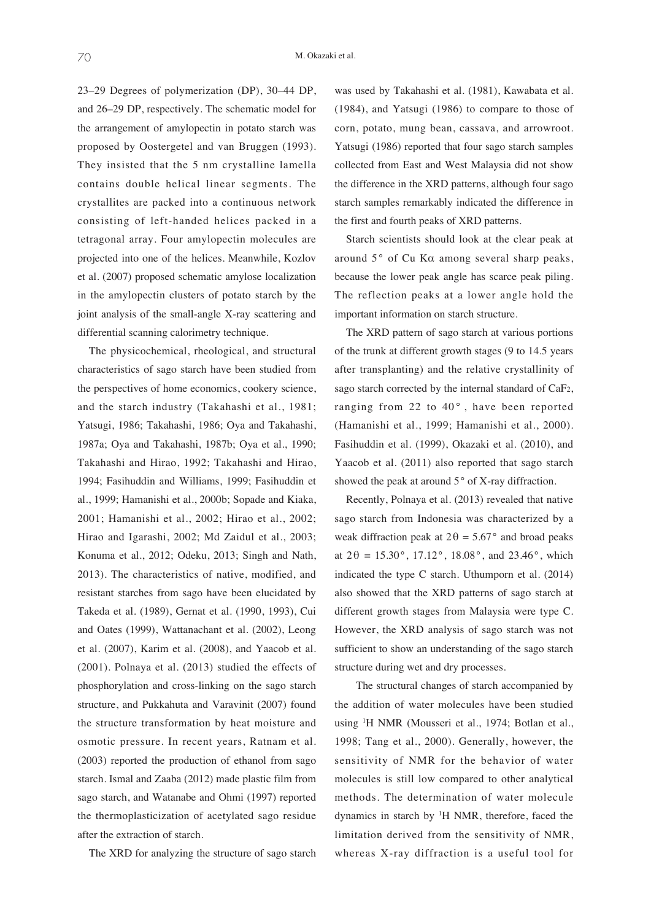23–29 Degrees of polymerization (DP), 30–44 DP, and 26–29 DP, respectively. The schematic model for the arrangement of amylopectin in potato starch was proposed by Oostergetel and van Bruggen (1993). They insisted that the 5 nm crystalline lamella contains double helical linear segments. The crystallites are packed into a continuous network consisting of left-handed helices packed in a tetragonal array. Four amylopectin molecules are projected into one of the helices. Meanwhile, Kozlov et al. (2007) proposed schematic amylose localization in the amylopectin clusters of potato starch by the joint analysis of the small-angle X-ray scattering and differential scanning calorimetry technique.

The physicochemical, rheological, and structural characteristics of sago starch have been studied from the perspectives of home economics, cookery science, and the starch industry (Takahashi et al., 1981; Yatsugi, 1986; Takahashi, 1986; Oya and Takahashi, 1987a; Oya and Takahashi, 1987b; Oya et al., 1990; Takahashi and Hirao, 1992; Takahashi and Hirao, 1994; Fasihuddin and Williams, 1999; Fasihuddin et al., 1999; Hamanishi et al., 2000b; Sopade and Kiaka, 2001; Hamanishi et al., 2002; Hirao et al., 2002; Hirao and Igarashi, 2002; Md Zaidul et al., 2003; Konuma et al., 2012; Odeku, 2013; Singh and Nath, 2013). The characteristics of native, modified, and resistant starches from sago have been elucidated by Takeda et al. (1989), Gernat et al. (1990, 1993), Cui and Oates (1999), Wattanachant et al. (2002), Leong et al. (2007), Karim et al. (2008), and Yaacob et al. (2001). Polnaya et al. (2013) studied the effects of phosphorylation and cross-linking on the sago starch structure, and Pukkahuta and Varavinit (2007) found the structure transformation by heat moisture and osmotic pressure. In recent years, Ratnam et al. (2003) reported the production of ethanol from sago starch. Ismal and Zaaba (2012) made plastic film from sago starch, and Watanabe and Ohmi (1997) reported the thermoplasticization of acetylated sago residue after the extraction of starch.

The XRD for analyzing the structure of sago starch was used by Takahashi et al. (1981), Kawabata et al. (1984), and Yatsugi (1986) to compare to those of corn, potato, mung bean, cassava, and arrowroot. Yatsugi (1986) reported that four sago starch samples collected from East and West Malaysia did not show the difference in the XRD patterns, although four sago starch samples remarkably indicated the difference in the first and fourth peaks of XRD patterns.

Starch scientists should look at the clear peak at around 5° of Cu Kα among several sharp peaks, because the lower peak angle has scarce peak piling. The reflection peaks at a lower angle hold the important information on starch structure.

The XRD pattern of sago starch at various portions of the trunk at different growth stages (9 to 14.5 years after transplanting) and the relative crystallinity of sago starch corrected by the internal standard of $CaF_2$, ranging from 22 to 40°, have been reported (Hamanishi et al., 1999; Hamanishi et al., 2000). Fasihuddin et al. (1999), Okazaki et al. (2010), and Yaacob et al. (2011) also reported that sago starch showed the peak at around 5° of X-ray diffraction.

Recently, Polnaya et al. (2013) revealed that native sago starch from Indonesia was characterized by a weak diffraction peak at $2\theta = 5.67°$ and broad peaks at $2\theta = 15.30°$, $17.12°$, $18.08°$, and $23.46°$, which indicated the type C starch. Uthumporn et al. (2014) also showed that the XRD patterns of sago starch at different growth stages from Malaysia were type C. However, the XRD analysis of sago starch was not sufficient to show an understanding of the sago starch structure during wet and dry processes.

The structural changes of starch accompanied by the addition of water molecules have been studied using $^1$H NMR (Mousseri et al., 1974; Botlan et al., 1998; Tang et al., 2000). Generally, however, the sensitivity of NMR for the behavior of water molecules is still low compared to other analytical methods. The determination of water molecule dynamics in starch by $^1$H NMR, therefore, faced the limitation derived from the sensitivity of NMR, whereas X-ray diffraction is a useful tool for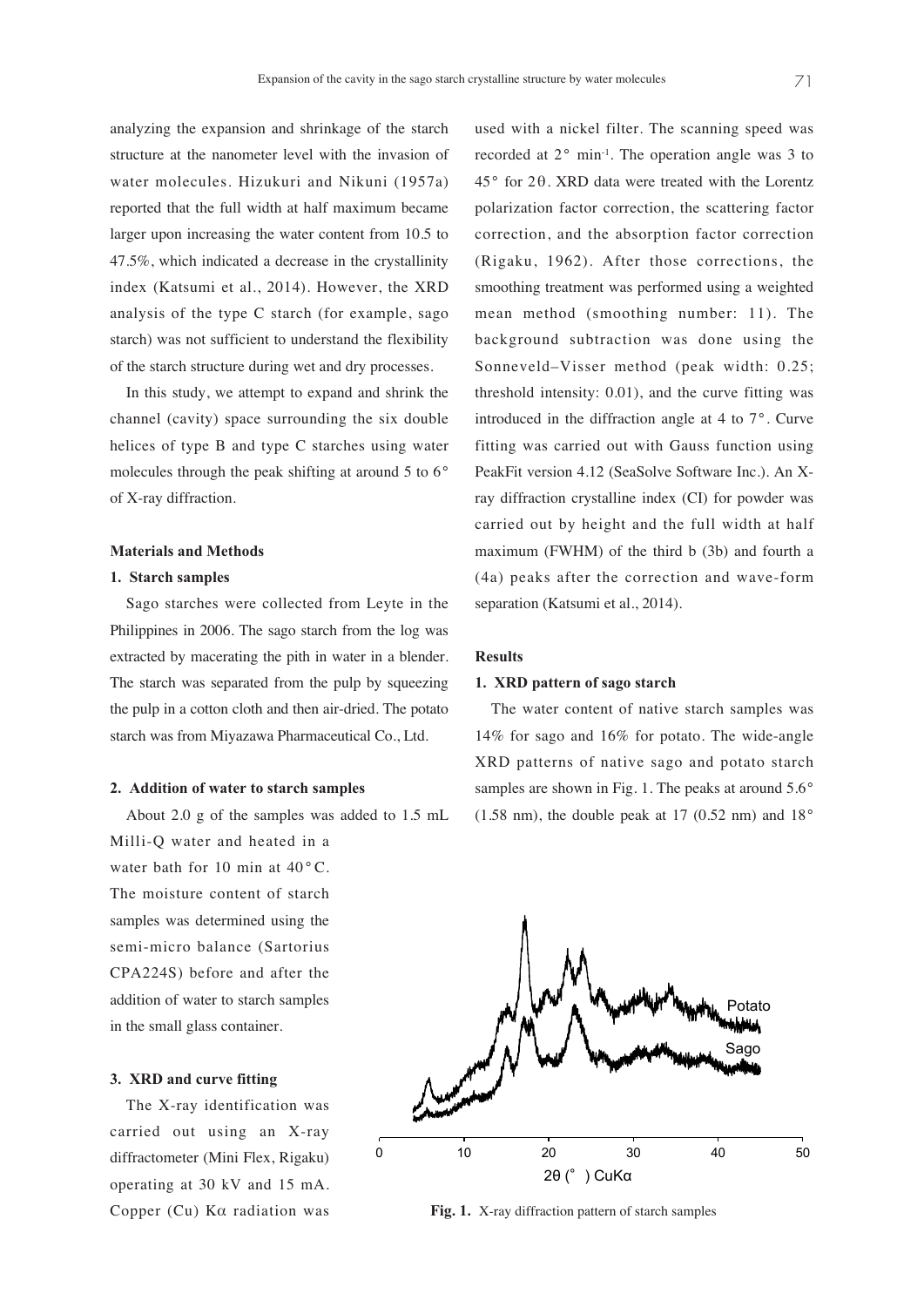analyzing the expansion and shrinkage of the starch structure at the nanometer level with the invasion of water molecules. Hizukuri and Nikuni (1957a) reported that the full width at half maximum became larger upon increasing the water content from 10.5 to 47.5%, which indicated a decrease in the crystallinity index (Katsumi et al., 2014). However, the XRD analysis of the type C starch (for example, sago starch) was not sufficient to understand the flexibility of the starch structure during wet and dry processes.

In this study, we attempt to expand and shrink the channel (cavity) space surrounding the six double helices of type B and type C starches using water molecules through the peak shifting at around 5 to 6° of X-ray diffraction.

## Materials and Methods

### 1. Starch samples

Sago starches were collected from Leyte in the Philippines in 2006. The sago starch from the log was extracted by macerating the pith in water in a blender. The starch was separated from the pulp by squeezing the pulp in a cotton cloth and then air-dried. The potato starch was from Miyazawa Pharmaceutical Co., Ltd.

### 2. Addition of water to starch samples

About 2.0 g of the samples was added to 1.5 mL Milli-Q water and heated in a water bath for 10 min at 40°C. The moisture content of starch samples was determined using the semi-micro balance (Sartorius CPA224S) before and after the addition of water to starch samples in the small glass container.

### 3. XRD and curve fitting

The X-ray identification was carried out using an X-ray diffractometer (Mini Flex, Rigaku) operating at 30 kV and 15 mA. Copper (Cu) K$\alpha$ radiation was used with a nickel filter. The scanning speed was recorded at 2° min$^{-1}$. The operation angle was 3 to 45° for 2$\theta$. XRD data were treated with the Lorentz polarization factor correction, the scattering factor correction, and the absorption factor correction (Rigaku, 1962). After those corrections, the smoothing treatment was performed using a weighted mean method (smoothing number: 11). The background subtraction was done using the Sonneveld–Visser method (peak width: 0.25; threshold intensity: 0.01), and the curve fitting was introduced in the diffraction angle at 4 to 7°. Curve fitting was carried out with Gauss function using PeakFit version 4.12 (SeaSolve Software Inc.). An X-ray diffraction crystalline index (CI) for powder was carried out by height and the full width at half maximum (FWHM) of the third b (3b) and fourth a (4a) peaks after the correction and wave-form separation (Katsumi et al., 2014).

## Results

### 1. XRD pattern of sago starch

The water content of native starch samples was 14% for sago and 16% for potato. The wide-angle XRD patterns of native sago and potato starch samples are shown in Fig. 1. The peaks at around 5.6° (1.58 nm), the double peak at 17 (0.52 nm) and 18°

**Fig. 1.** X-ray diffraction pattern of starch samples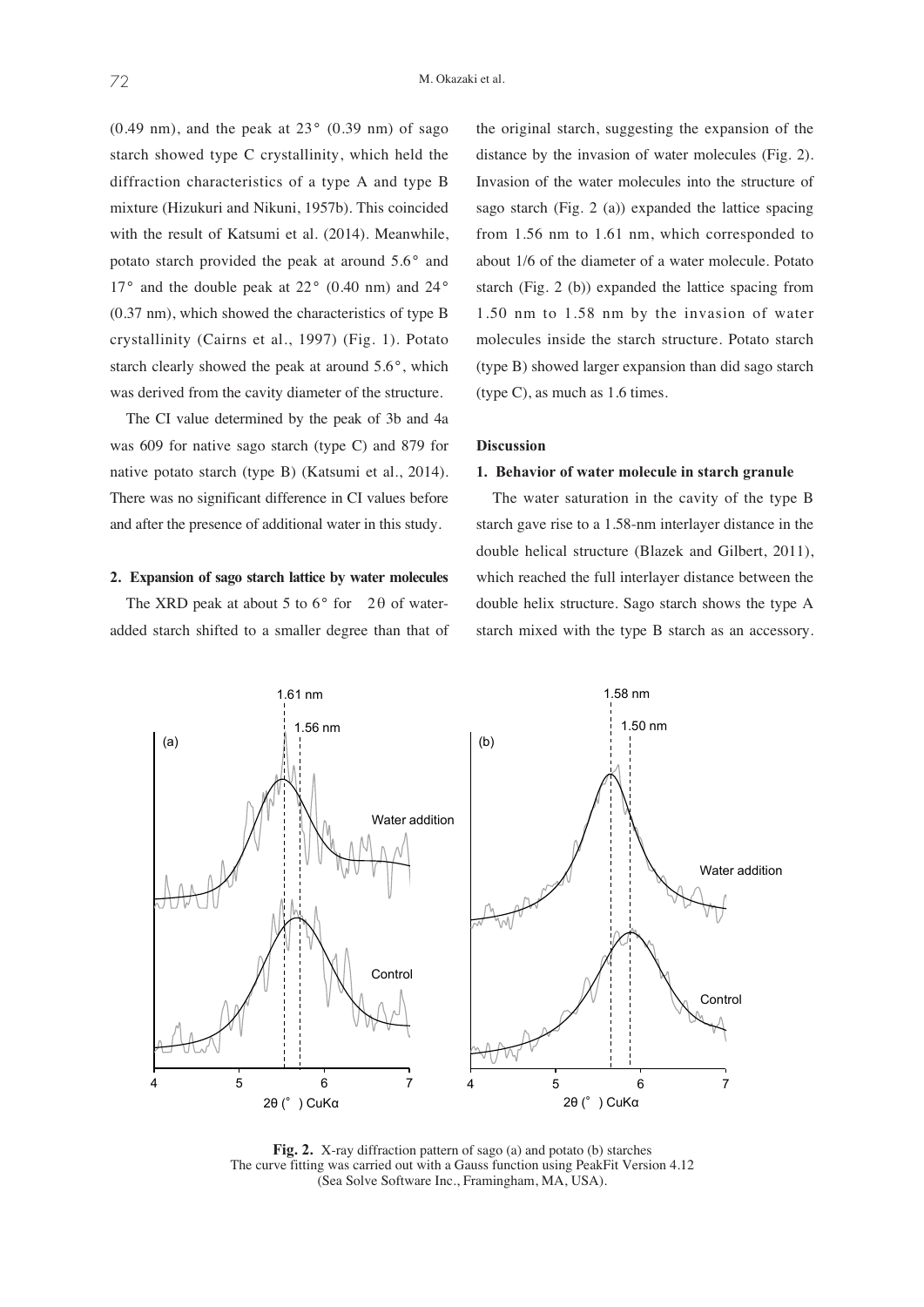(0.49 nm), and the peak at 23° (0.39 nm) of sago starch showed type C crystallinity, which held the diffraction characteristics of a type A and type B mixture (Hizukuri and Nikuni, 1957b). This coincided with the result of Katsumi et al. (2014). Meanwhile, potato starch provided the peak at around 5.6° and 17° and the double peak at 22° (0.40 nm) and 24° (0.37 nm), which showed the characteristics of type B crystallinity (Cairns et al., 1997) (Fig. 1). Potato starch clearly showed the peak at around 5.6°, which was derived from the cavity diameter of the structure.

The CI value determined by the peak of 3b and 4a was 609 for native sago starch (type C) and 879 for native potato starch (type B) (Katsumi et al., 2014). There was no significant difference in CI values before and after the presence of additional water in this study.

**2. Expansion of sago starch lattice by water molecules**

The XRD peak at about 5 to 6° for 2θ of water-added starch shifted to a smaller degree than that of the original starch, suggesting the expansion of the distance by the invasion of water molecules (Fig. 2). Invasion of the water molecules into the structure of sago starch (Fig. 2 (a)) expanded the lattice spacing from 1.56 nm to 1.61 nm, which corresponded to about 1/6 of the diameter of a water molecule. Potato starch (Fig. 2 (b)) expanded the lattice spacing from 1.50 nm to 1.58 nm by the invasion of water molecules inside the starch structure. Potato starch (type B) showed larger expansion than did sago starch (type C), as much as 1.6 times.

## Discussion

**1. Behavior of water molecule in starch granule**

The water saturation in the cavity of the type B starch gave rise to a 1.58-nm interlayer distance in the double helical structure (Blazek and Gilbert, 2011), which reached the full interlayer distance between the double helix structure. Sago starch shows the type A starch mixed with the type B starch as an accessory.

**Fig. 2.** X-ray diffraction pattern of sago (a) and potato (b) starches
The curve fitting was carried out with a Gauss function using PeakFit Version 4.12 (Sea Solve Software Inc., Framingham, MA, USA).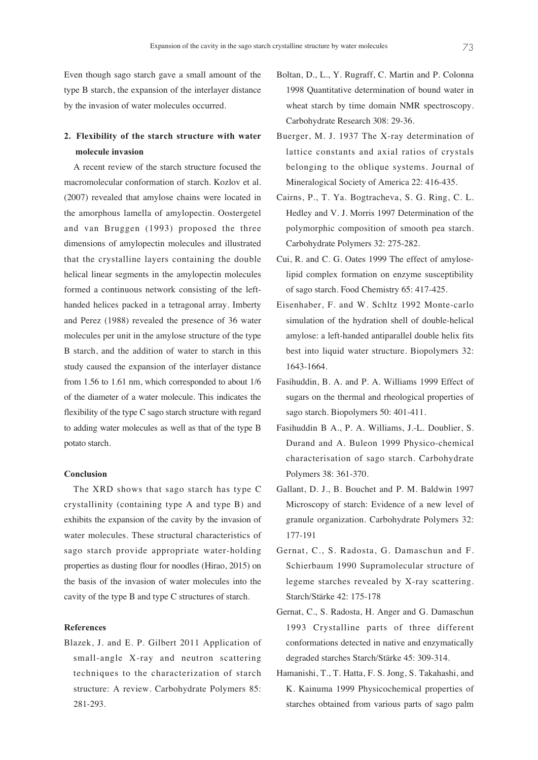Even though sago starch gave a small amount of the type B starch, the expansion of the interlayer distance by the invasion of water molecules occurred.

### 2. Flexibility of the starch structure with water molecule invasion

A recent review of the starch structure focused the macromolecular conformation of starch. Kozlov et al. (2007) revealed that amylose chains were located in the amorphous lamella of amylopectin. Oostergetel and van Bruggen (1993) proposed the three dimensions of amylopectin molecules and illustrated that the crystalline layers containing the double helical linear segments in the amylopectin molecules formed a continuous network consisting of the left-handed helices packed in a tetragonal array. Imberty and Perez (1988) revealed the presence of 36 water molecules per unit in the amylose structure of the type B starch, and the addition of water to starch in this study caused the expansion of the interlayer distance from 1.56 to 1.61 nm, which corresponded to about 1/6 of the diameter of a water molecule. This indicates the flexibility of the type C sago starch structure with regard to adding water molecules as well as that of the type B potato starch.

## Conclusion

The XRD shows that sago starch has type C crystallinity (containing type A and type B) and exhibits the expansion of the cavity by the invasion of water molecules. These structural characteristics of sago starch provide appropriate water-holding properties as dusting flour for noodles (Hirao, 2015) on the basis of the invasion of water molecules into the cavity of the type B and type C structures of starch.

## References

Blazek, J. and E. P. Gilbert 2011 Application of small-angle X-ray and neutron scattering techniques to the characterization of starch structure: A review. Carbohydrate Polymers 85: 281-293.

Boltan, D., L., Y. Rugraff, C. Martin and P. Colonna 1998 Quantitative determination of bound water in wheat starch by time domain NMR spectroscopy. Carbohydrate Research 308: 29-36.

Buerger, M. J. 1937 The X-ray determination of lattice constants and axial ratios of crystals belonging to the oblique systems. Journal of Mineralogical Society of America 22: 416-435.

Cairns, P., T. Ya. Bogtracheva, S. G. Ring, C. L. Hedley and V. J. Morris 1997 Determination of the polymorphic composition of smooth pea starch. Carbohydrate Polymers 32: 275-282.

Cui, R. and C. G. Oates 1999 The effect of amylose-lipid complex formation on enzyme susceptibility of sago starch. Food Chemistry 65: 417-425.

Eisenhaber, F. and W. Schltz 1992 Monte-carlo simulation of the hydration shell of double-helical amylose: a left-handed antiparallel double helix fits best into liquid water structure. Biopolymers 32: 1643-1664.

Fasihuddin, B. A. and P. A. Williams 1999 Effect of sugars on the thermal and rheological properties of sago starch. Biopolymers 50: 401-411.

Fasihuddin B A., P. A. Williams, J.-L. Doublier, S. Durand and A. Buleon 1999 Physico-chemical characterisation of sago starch. Carbohydrate Polymers 38: 361-370.

Gallant, D. J., B. Bouchet and P. M. Baldwin 1997 Microscopy of starch: Evidence of a new level of granule organization. Carbohydrate Polymers 32: 177-191

Gernat, C., S. Radosta, G. Damaschun and F. Schierbaum 1990 Supramolecular structure of legeme starches revealed by X-ray scattering. Starch/Stärke 42: 175-178

Gernat, C., S. Radosta, H. Anger and G. Damaschun 1993 Crystalline parts of three different conformations detected in native and enzymatically degraded starches Starch/Stärke 45: 309-314.

Hamanishi, T., T. Hatta, F. S. Jong, S. Takahashi, and K. Kainuma 1999 Physicochemical properties of starches obtained from various parts of sago palm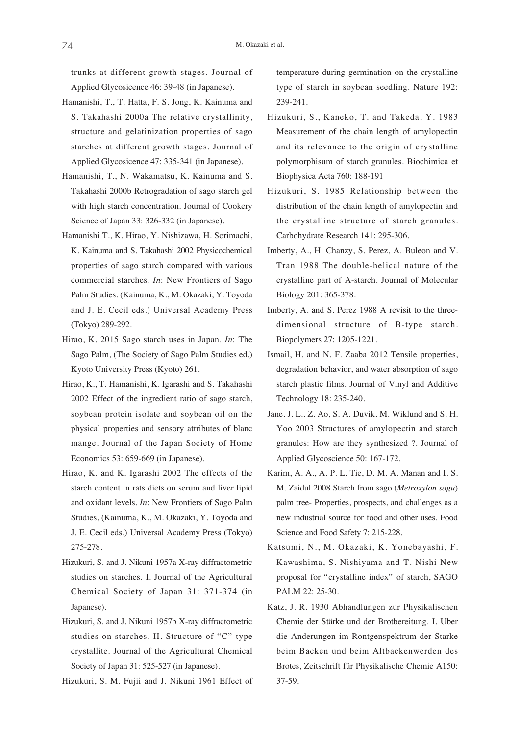trunks at different growth stages. Journal of Applied Glycosicence 46: 39-48 (in Japanese).

Hamanishi, T., T. Hatta, F. S. Jong, K. Kainuma and S. Takahashi 2000a The relative crystallinity, structure and gelatinization properties of sago starches at different growth stages. Journal of Applied Glycosicence 47: 335-341 (in Japanese).

Hamanishi, T., N. Wakamatsu, K. Kainuma and S. Takahashi 2000b Retrogradation of sago starch gel with high starch concentration. Journal of Cookery Science of Japan 33: 326-332 (in Japanese).

Hamanishi T., K. Hirao, Y. Nishizawa, H. Sorimachi, K. Kainuma and S. Takahashi 2002 Physicochemical properties of sago starch compared with various commercial starches. *In*: New Frontiers of Sago Palm Studies. (Kainuma, K., M. Okazaki, Y. Toyoda and J. E. Cecil eds.) Universal Academy Press (Tokyo) 289-292.

Hirao, K. 2015 Sago starch uses in Japan. *In*: The Sago Palm, (The Society of Sago Palm Studies ed.) Kyoto University Press (Kyoto) 261.

Hirao, K., T. Hamanishi, K. Igarashi and S. Takahashi 2002 Effect of the ingredient ratio of sago starch, soybean protein isolate and soybean oil on the physical properties and sensory attributes of blanc mange. Journal of the Japan Society of Home Economics 53: 659-669 (in Japanese).

Hirao, K. and K. Igarashi 2002 The effects of the starch content in rats diets on serum and liver lipid and oxidant levels. *In*: New Frontiers of Sago Palm Studies, (Kainuma, K., M. Okazaki, Y. Toyoda and J. E. Cecil eds.) Universal Academy Press (Tokyo) 275-278.

Hizukuri, S. and J. Nikuni 1957a X-ray diffractometric studies on starches. I. Journal of the Agricultural Chemical Society of Japan 31: 371-374 (in Japanese).

Hizukuri, S. and J. Nikuni 1957b X-ray diffractometric studies on starches. II. Structure of "C"-type crystallite. Journal of the Agricultural Chemical Society of Japan 31: 525-527 (in Japanese).

Hizukuri, S. M. Fujii and J. Nikuni 1961 Effect of temperature during germination on the crystalline type of starch in soybean seedling. Nature 192: 239-241.

Hizukuri, S., Kaneko, T. and Takeda, Y. 1983 Measurement of the chain length of amylopectin and its relevance to the origin of crystalline polymorphisum of starch granules. Biochimica et Biophysica Acta 760: 188-191

Hizukuri, S. 1985 Relationship between the distribution of the chain length of amylopectin and the crystalline structure of starch granules. Carbohydrate Research 141: 295-306.

Imberty, A., H. Chanzy, S. Perez, A. Buleon and V. Tran 1988 The double-helical nature of the crystalline part of A-starch. Journal of Molecular Biology 201: 365-378.

Imberty, A. and S. Perez 1988 A revisit to the three-dimensional structure of B-type starch. Biopolymers 27: 1205-1221.

Ismail, H. and N. F. Zaaba 2012 Tensile properties, degradation behavior, and water absorption of sago starch plastic films. Journal of Vinyl and Additive Technology 18: 235-240.

Jane, J. L., Z. Ao, S. A. Duvik, M. Wiklund and S. H. Yoo 2003 Structures of amylopectin and starch granules: How are they synthesized ?. Journal of Applied Glycoscience 50: 167-172.

Karim, A. A., A. P. L. Tie, D. M. A. Manan and I. S. M. Zaidul 2008 Starch from sago (*Metroxylon sagu*) palm tree- Properties, prospects, and challenges as a new industrial source for food and other uses. Food Science and Food Safety 7: 215-228.

Katsumi, N., M. Okazaki, K. Yonebayashi, F. Kawashima, S. Nishiyama and T. Nishi New proposal for "crystalline index" of starch, SAGO PALM 22: 25-30.

Katz, J. R. 1930 Abhandlungen zur Physikalischen Chemie der Stärke und der Brotbereitung. I. Uber die Anderungen im Rontgenspektrum der Starke beim Backen und beim Altbackenwerden des Brotes, Zeitschrift für Physikalische Chemie A150: 37-59.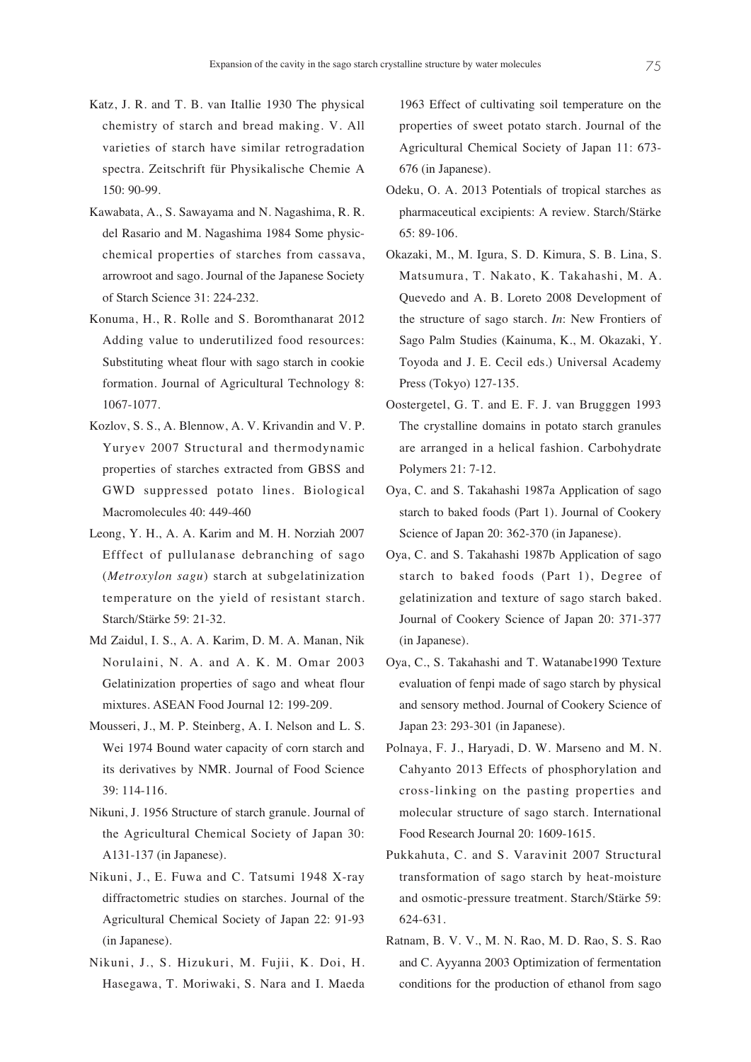Katz, J. R. and T. B. van Itallie 1930 The physical chemistry of starch and bread making. V. All varieties of starch have similar retrogradation spectra. Zeitschrift für Physikalische Chemie A 150: 90-99.

Kawabata, A., S. Sawayama and N. Nagashima, R. R. del Rasario and M. Nagashima 1984 Some physic-chemical properties of starches from cassava, arrowroot and sago. Journal of the Japanese Society of Starch Science 31: 224-232.

Konuma, H., R. Rolle and S. Boromthanarat 2012 Adding value to underutilized food resources: Substituting wheat flour with sago starch in cookie formation. Journal of Agricultural Technology 8: 1067-1077.

Kozlov, S. S., A. Blennow, A. V. Krivandin and V. P. Yuryev 2007 Structural and thermodynamic properties of starches extracted from GBSS and GWD suppressed potato lines. Biological Macromolecules 40: 449-460

Leong, Y. H., A. A. Karim and M. H. Norziah 2007 Efffect of pullulanase debranching of sago (*Metroxylon sagu*) starch at subgelatinization temperature on the yield of resistant starch. Starch/Stärke 59: 21-32.

Md Zaidul, I. S., A. A. Karim, D. M. A. Manan, Nik Norulaini, N. A. and A. K. M. Omar 2003 Gelatinization properties of sago and wheat flour mixtures. ASEAN Food Journal 12: 199-209.

Mousseri, J., M. P. Steinberg, A. I. Nelson and L. S. Wei 1974 Bound water capacity of corn starch and its derivatives by NMR. Journal of Food Science 39: 114-116.

Nikuni, J. 1956 Structure of starch granule. Journal of the Agricultural Chemical Society of Japan 30: A131-137 (in Japanese).

Nikuni, J., E. Fuwa and C. Tatsumi 1948 X-ray diffractometric studies on starches. Journal of the Agricultural Chemical Society of Japan 22: 91-93 (in Japanese).

Nikuni, J., S. Hizukuri, M. Fujii, K. Doi, H. Hasegawa, T. Moriwaki, S. Nara and I. Maeda 1963 Effect of cultivating soil temperature on the properties of sweet potato starch. Journal of the Agricultural Chemical Society of Japan 11: 673-676 (in Japanese).

Odeku, O. A. 2013 Potentials of tropical starches as pharmaceutical excipients: A review. Starch/Stärke 65: 89-106.

Okazaki, M., M. Igura, S. D. Kimura, S. B. Lina, S. Matsumura, T. Nakato, K. Takahashi, M. A. Quevedo and A. B. Loreto 2008 Development of the structure of sago starch. *In*: New Frontiers of Sago Palm Studies (Kainuma, K., M. Okazaki, Y. Toyoda and J. E. Cecil eds.) Universal Academy Press (Tokyo) 127-135.

Oostergetel, G. T. and E. F. J. van Brugggen 1993 The crystalline domains in potato starch granules are arranged in a helical fashion. Carbohydrate Polymers 21: 7-12.

Oya, C. and S. Takahashi 1987a Application of sago starch to baked foods (Part 1). Journal of Cookery Science of Japan 20: 362-370 (in Japanese).

Oya, C. and S. Takahashi 1987b Application of sago starch to baked foods (Part 1), Degree of gelatinization and texture of sago starch baked. Journal of Cookery Science of Japan 20: 371-377 (in Japanese).

Oya, C., S. Takahashi and T. Watanabe1990 Texture evaluation of fenpi made of sago starch by physical and sensory method. Journal of Cookery Science of Japan 23: 293-301 (in Japanese).

Polnaya, F. J., Haryadi, D. W. Marseno and M. N. Cahyanto 2013 Effects of phosphorylation and cross-linking on the pasting properties and molecular structure of sago starch. International Food Research Journal 20: 1609-1615.

Pukkahuta, C. and S. Varavinit 2007 Structural transformation of sago starch by heat-moisture and osmotic-pressure treatment. Starch/Stärke 59: 624-631.

Ratnam, B. V. V., M. N. Rao, M. D. Rao, S. S. Rao and C. Ayyanna 2003 Optimization of fermentation conditions for the production of ethanol from sago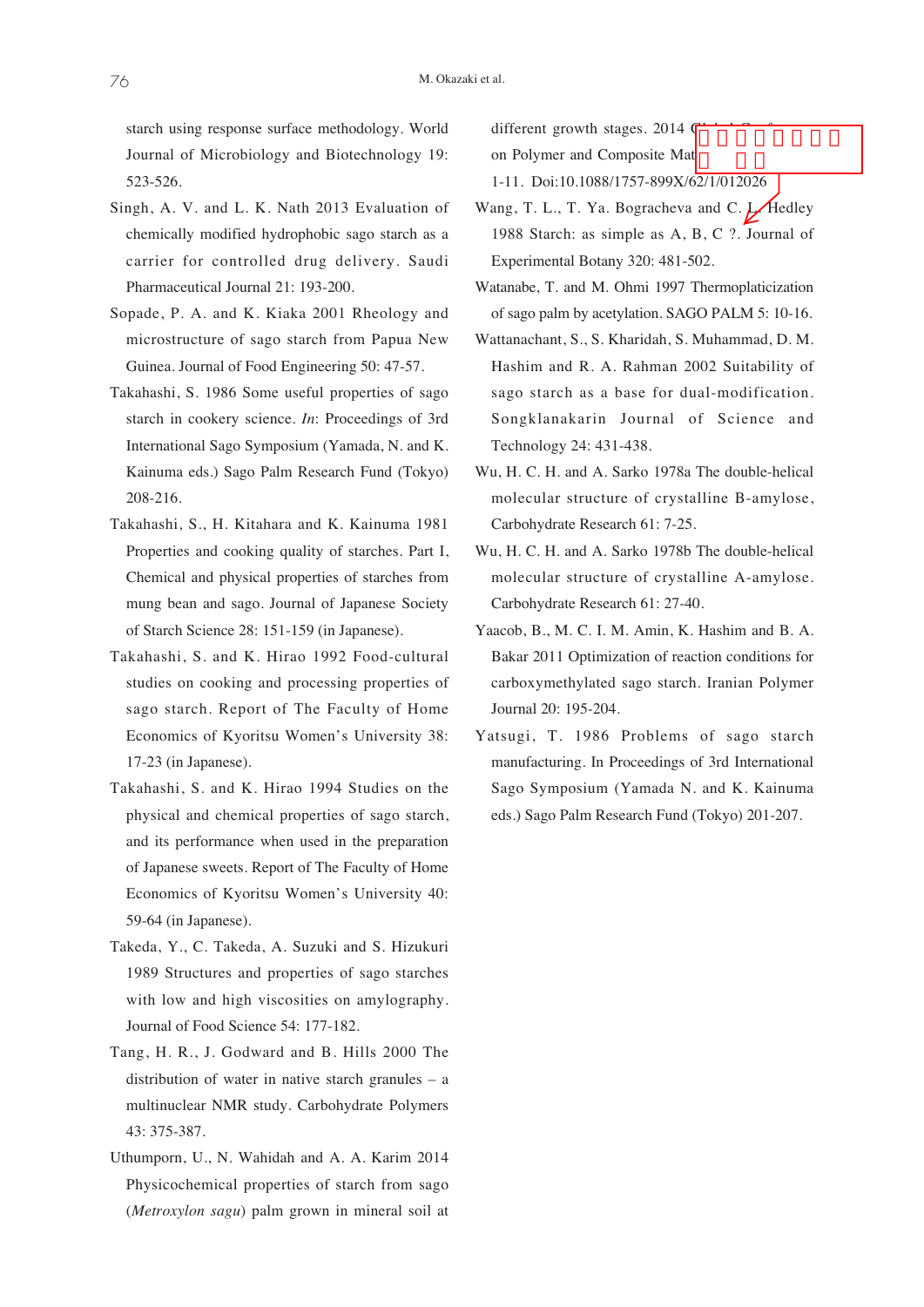starch using response surface methodology. World Journal of Microbiology and Biotechnology 19: 523-526.

Singh, A. V. and L. K. Nath 2013 Evaluation of chemically modified hydrophobic sago starch as a carrier for controlled drug delivery. Saudi Pharmaceutical Journal 21: 193-200.

Sopade, P. A. and K. Kiaka 2001 Rheology and microstructure of sago starch from Papua New Guinea. Journal of Food Engineering 50: 47-57.

Takahashi, S. 1986 Some useful properties of sago starch in cookery science. *In*: Proceedings of 3rd International Sago Symposium (Yamada, N. and K. Kainuma eds.) Sago Palm Research Fund (Tokyo) 208-216.

Takahashi, S., H. Kitahara and K. Kainuma 1981 Properties and cooking quality of starches. Part I, Chemical and physical properties of starches from mung bean and sago. Journal of Japanese Society of Starch Science 28: 151-159 (in Japanese).

Takahashi, S. and K. Hirao 1992 Food-cultural studies on cooking and processing properties of sago starch. Report of The Faculty of Home Economics of Kyoritsu Women's University 38: 17-23 (in Japanese).

Takahashi, S. and K. Hirao 1994 Studies on the physical and chemical properties of sago starch, and its performance when used in the preparation of Japanese sweets. Report of The Faculty of Home Economics of Kyoritsu Women's University 40: 59-64 (in Japanese).

Takeda, Y., C. Takeda, A. Suzuki and S. Hizukuri 1989 Structures and properties of sago starches with low and high viscosities on amylography. Journal of Food Science 54: 177-182.

Tang, H. R., J. Godward and B. Hills 2000 The distribution of water in native starch granules – a multinuclear NMR study. Carbohydrate Polymers 43: 375-387.

Uthumporn, U., N. Wahidah and A. A. Karim 2014 Physicochemical properties of starch from sago (*Metroxylon sagu*) palm grown in mineral soil at different growth stages. 2014 Global Conf on Polymer and Composite Mat 1-11. Doi:10.1088/1757-899X/62/1/012026

Wang, T. L., T. Ya. Bogracheva and C. L. Hedley 1988 Starch: as simple as A, B, C ?. Journal of Experimental Botany 320: 481-502.

Watanabe, T. and M. Ohmi 1997 Thermoplaticization of sago palm by acetylation. SAGO PALM 5: 10-16.

Wattanachant, S., S. Kharidah, S. Muhammad, D. M. Hashim and R. A. Rahman 2002 Suitability of sago starch as a base for dual-modification. Songklanakarin Journal of Science and Technology 24: 431-438.

Wu, H. C. H. and A. Sarko 1978a The double-helical molecular structure of crystalline B-amylose, Carbohydrate Research 61: 7-25.

Wu, H. C. H. and A. Sarko 1978b The double-helical molecular structure of crystalline A-amylose. Carbohydrate Research 61: 27-40.

Yaacob, B., M. C. I. M. Amin, K. Hashim and B. A. Bakar 2011 Optimization of reaction conditions for carboxymethylated sago starch. Iranian Polymer Journal 20: 195-204.

Yatsugi, T. 1986 Problems of sago starch manufacturing. In Proceedings of 3rd International Sago Symposium (Yamada N. and K. Kainuma eds.) Sago Palm Research Fund (Tokyo) 201-207.